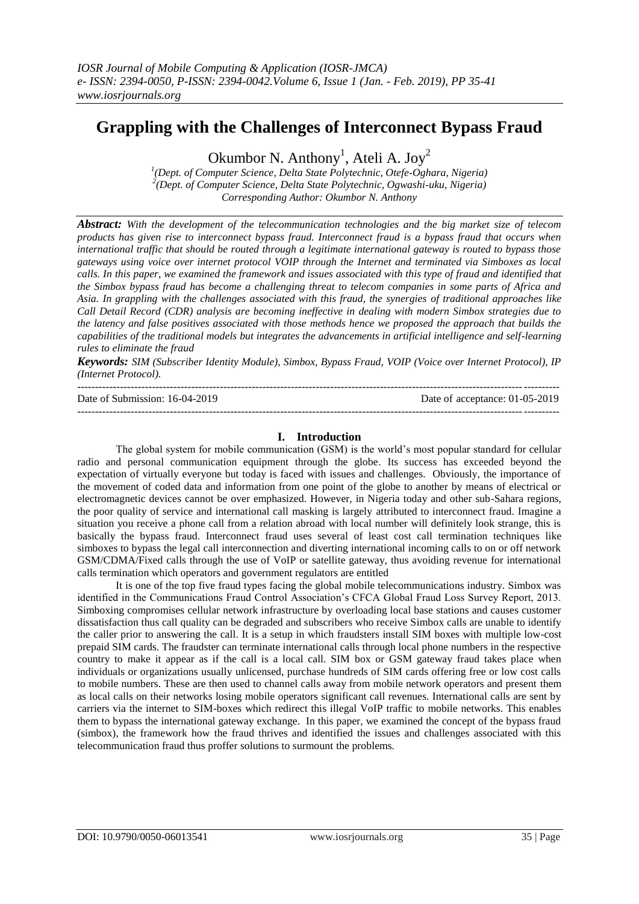# Grappling with the Challenges of Interconnect Bypass Fraud

Okumbor N. Anthony[1], Ateli A. Joy[2]

[1](Dept. of Computer Science, Delta State Polytechnic, Otefe-Oghara, Nigeria)
[2](Dept. of Computer Science, Delta State Polytechnic, Ogwashi-uku, Nigeria)
*Corresponding Author: Okumbor N. Anthony*

***Abstract:*** *With the development of the telecommunication technologies and the big market size of telecom products has given rise to interconnect bypass fraud. Interconnect fraud is a bypass fraud that occurs when international traffic that should be routed through a legitimate international gateway is routed to bypass those gateways using voice over internet protocol VOIP through the Internet and terminated via Simboxes as local calls. In this paper, we examined the framework and issues associated with this type of fraud and identified that the Simbox bypass fraud has become a challenging threat to telecom companies in some parts of Africa and Asia. In grappling with the challenges associated with this fraud, the synergies of traditional approaches like Call Detail Record (CDR) analysis are becoming ineffective in dealing with modern Simbox strategies due to the latency and false positives associated with those methods hence we proposed the approach that builds the capabilities of the traditional models but integrates the advancements in artificial intelligence and self-learning rules to eliminate the fraud*

***Keywords:*** *SIM (Subscriber Identity Module), Simbox, Bypass Fraud, VOIP (Voice over Internet Protocol), IP (Internet Protocol).*

---

Date of Submission: 16-04-2019 Date of acceptance: 01-05-2019

---

## I. Introduction

The global system for mobile communication (GSM) is the world's most popular standard for cellular radio and personal communication equipment through the globe. Its success has exceeded beyond the expectation of virtually everyone but today is faced with issues and challenges. Obviously, the importance of the movement of coded data and information from one point of the globe to another by means of electrical or electromagnetic devices cannot be over emphasized. However, in Nigeria today and other sub-Sahara regions, the poor quality of service and international call masking is largely attributed to interconnect fraud. Imagine a situation you receive a phone call from a relation abroad with local number will definitely look strange, this is basically the bypass fraud. Interconnect fraud uses several of least cost call termination techniques like simboxes to bypass the legal call interconnection and diverting international incoming calls to on or off network GSM/CDMA/Fixed calls through the use of VoIP or satellite gateway, thus avoiding revenue for international calls termination which operators and government regulators are entitled

It is one of the top five fraud types facing the global mobile telecommunications industry. Simbox was identified in the Communications Fraud Control Association's CFCA Global Fraud Loss Survey Report, 2013. Simboxing compromises cellular network infrastructure by overloading local base stations and causes customer dissatisfaction thus call quality can be degraded and subscribers who receive Simbox calls are unable to identify the caller prior to answering the call. It is a setup in which fraudsters install SIM boxes with multiple low-cost prepaid SIM cards. The fraudster can terminate international calls through local phone numbers in the respective country to make it appear as if the call is a local call. SIM box or GSM gateway fraud takes place when individuals or organizations usually unlicensed, purchase hundreds of SIM cards offering free or low cost calls to mobile numbers. These are then used to channel calls away from mobile network operators and present them as local calls on their networks losing mobile operators significant call revenues. International calls are sent by carriers via the internet to SIM-boxes which redirect this illegal VoIP traffic to mobile networks. This enables them to bypass the international gateway exchange. In this paper, we examined the concept of the bypass fraud (simbox), the framework how the fraud thrives and identified the issues and challenges associated with this telecommunication fraud thus proffer solutions to surmount the problems.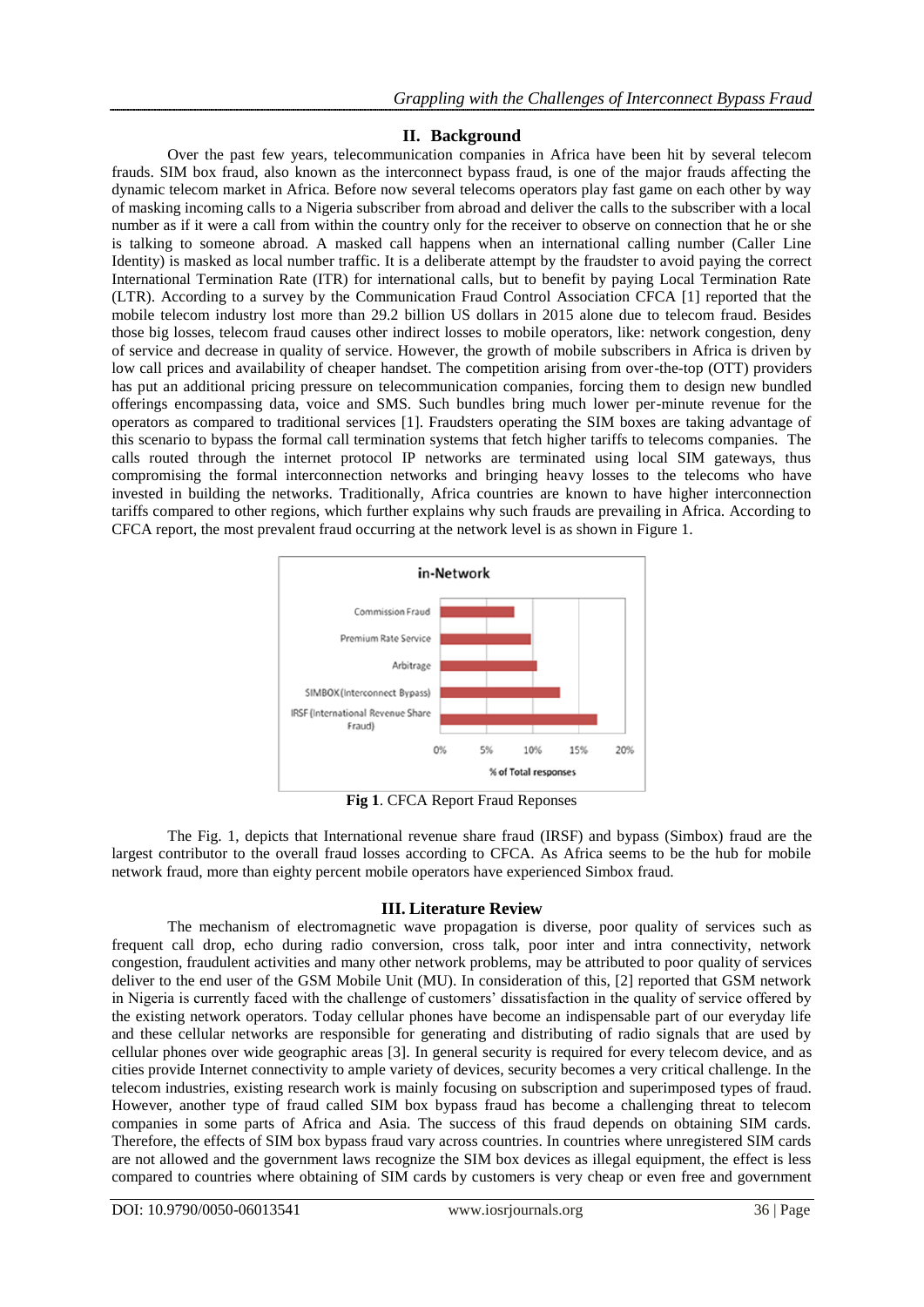## II. Background

Over the past few years, telecommunication companies in Africa have been hit by several telecom frauds. SIM box fraud, also known as the interconnect bypass fraud, is one of the major frauds affecting the dynamic telecom market in Africa. Before now several telecoms operators play fast game on each other by way of masking incoming calls to a Nigeria subscriber from abroad and deliver the calls to the subscriber with a local number as if it were a call from within the country only for the receiver to observe on connection that he or she is talking to someone abroad. A masked call happens when an international calling number (Caller Line Identity) is masked as local number traffic. It is a deliberate attempt by the fraudster to avoid paying the correct International Termination Rate (ITR) for international calls, but to benefit by paying Local Termination Rate (LTR). According to a survey by the Communication Fraud Control Association CFCA [1] reported that the mobile telecom industry lost more than 29.2 billion US dollars in 2015 alone due to telecom fraud. Besides those big losses, telecom fraud causes other indirect losses to mobile operators, like: network congestion, deny of service and decrease in quality of service. However, the growth of mobile subscribers in Africa is driven by low call prices and availability of cheaper handset. The competition arising from over-the-top (OTT) providers has put an additional pricing pressure on telecommunication companies, forcing them to design new bundled offerings encompassing data, voice and SMS. Such bundles bring much lower per-minute revenue for the operators as compared to traditional services [1]. Fraudsters operating the SIM boxes are taking advantage of this scenario to bypass the formal call termination systems that fetch higher tariffs to telecoms companies. The calls routed through the internet protocol IP networks are terminated using local SIM gateways, thus compromising the formal interconnection networks and bringing heavy losses to the telecoms who have invested in building the networks. Traditionally, Africa countries are known to have higher interconnection tariffs compared to other regions, which further explains why such frauds are prevailing in Africa. According to CFCA report, the most prevalent fraud occurring at the network level is as shown in Figure 1.

**Fig 1**. CFCA Report Fraud Reponses

The Fig. 1, depicts that International revenue share fraud (IRSF) and bypass (Simbox) fraud are the largest contributor to the overall fraud losses according to CFCA. As Africa seems to be the hub for mobile network fraud, more than eighty percent mobile operators have experienced Simbox fraud.

## III. Literature Review

The mechanism of electromagnetic wave propagation is diverse, poor quality of services such as frequent call drop, echo during radio conversion, cross talk, poor inter and intra connectivity, network congestion, fraudulent activities and many other network problems, may be attributed to poor quality of services deliver to the end user of the GSM Mobile Unit (MU). In consideration of this, [2] reported that GSM network in Nigeria is currently faced with the challenge of customers' dissatisfaction in the quality of service offered by the existing network operators. Today cellular phones have become an indispensable part of our everyday life and these cellular networks are responsible for generating and distributing of radio signals that are used by cellular phones over wide geographic areas [3]. In general security is required for every telecom device, and as cities provide Internet connectivity to ample variety of devices, security becomes a very critical challenge. In the telecom industries, existing research work is mainly focusing on subscription and superimposed types of fraud. However, another type of fraud called SIM box bypass fraud has become a challenging threat to telecom companies in some parts of Africa and Asia. The success of this fraud depends on obtaining SIM cards. Therefore, the effects of SIM box bypass fraud vary across countries. In countries where unregistered SIM cards are not allowed and the government laws recognize the SIM box devices as illegal equipment, the effect is less compared to countries where obtaining of SIM cards by customers is very cheap or even free and government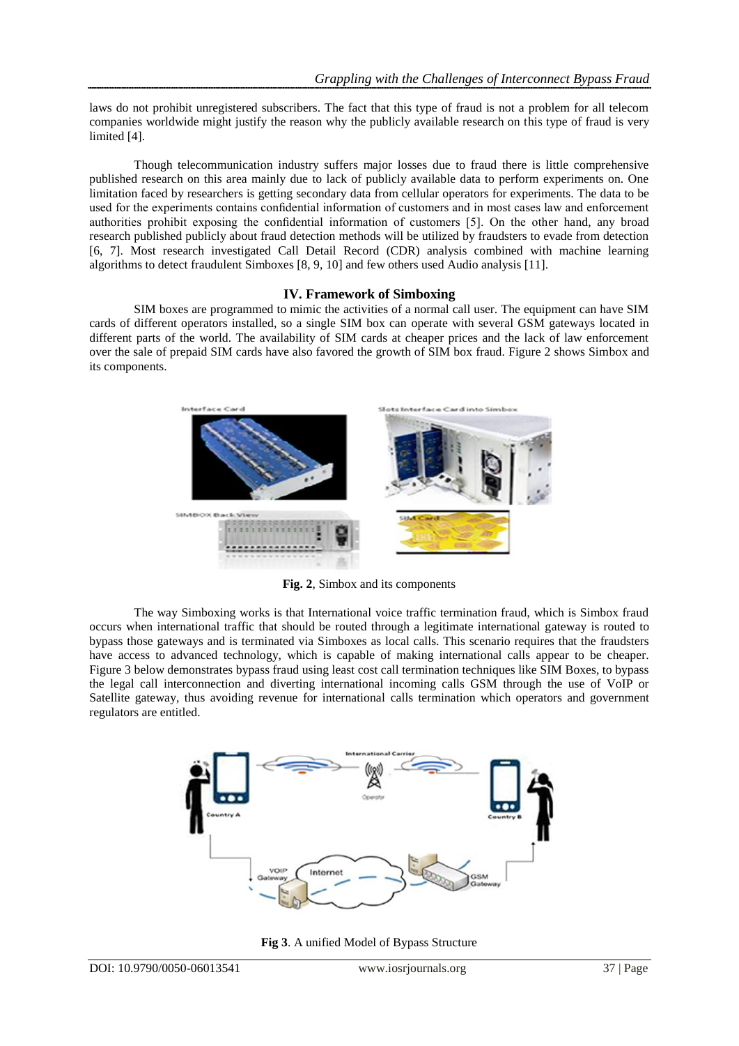laws do not prohibit unregistered subscribers. The fact that this type of fraud is not a problem for all telecom companies worldwide might justify the reason why the publicly available research on this type of fraud is very limited [4].

Though telecommunication industry suffers major losses due to fraud there is little comprehensive published research on this area mainly due to lack of publicly available data to perform experiments on. One limitation faced by researchers is getting secondary data from cellular operators for experiments. The data to be used for the experiments contains confidential information of customers and in most cases law and enforcement authorities prohibit exposing the confidential information of customers [5]. On the other hand, any broad research published publicly about fraud detection methods will be utilized by fraudsters to evade from detection [6, 7]. Most research investigated Call Detail Record (CDR) analysis combined with machine learning algorithms to detect fraudulent Simboxes [8, 9, 10] and few others used Audio analysis [11].

## IV. Framework of Simboxing

SIM boxes are programmed to mimic the activities of a normal call user. The equipment can have SIM cards of different operators installed, so a single SIM box can operate with several GSM gateways located in different parts of the world. The availability of SIM cards at cheaper prices and the lack of law enforcement over the sale of prepaid SIM cards have also favored the growth of SIM box fraud. Figure 2 shows Simbox and its components.

**Fig. 2**, Simbox and its components

The way Simboxing works is that International voice traffic termination fraud, which is Simbox fraud occurs when international traffic that should be routed through a legitimate international gateway is routed to bypass those gateways and is terminated via Simboxes as local calls. This scenario requires that the fraudsters have access to advanced technology, which is capable of making international calls appear to be cheaper. Figure 3 below demonstrates bypass fraud using least cost call termination techniques like SIM Boxes, to bypass the legal call interconnection and diverting international incoming calls GSM through the use of VoIP or Satellite gateway, thus avoiding revenue for international calls termination which operators and government regulators are entitled.

**Fig 3**. A unified Model of Bypass Structure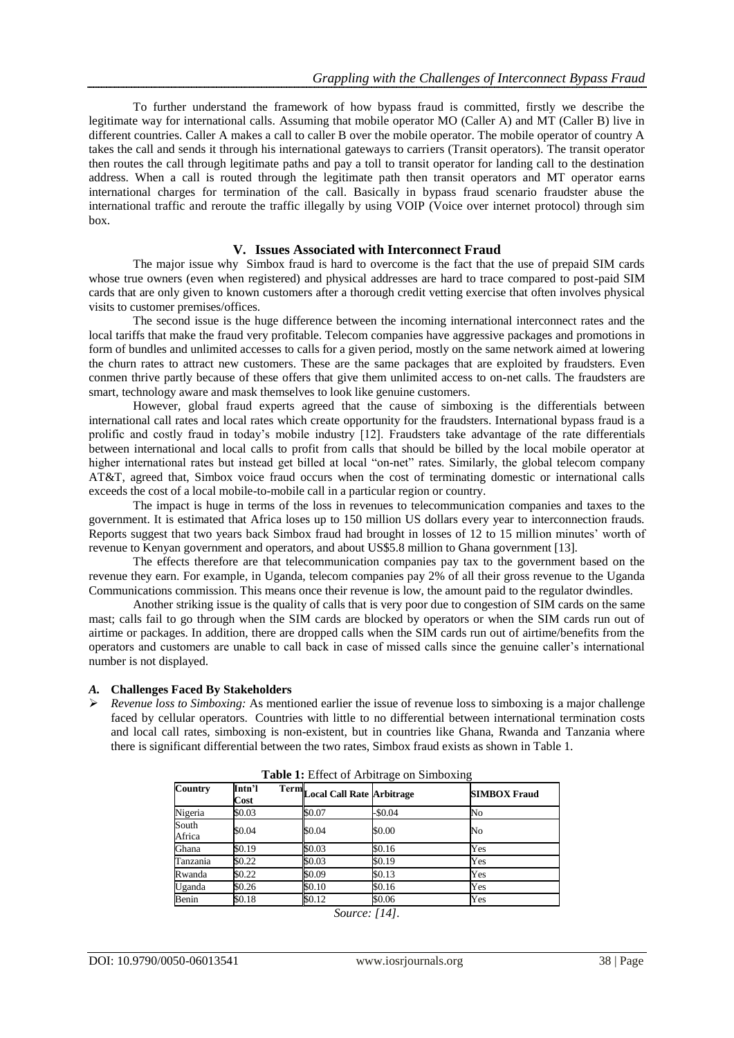To further understand the framework of how bypass fraud is committed, firstly we describe the legitimate way for international calls. Assuming that mobile operator MO (Caller A) and MT (Caller B) live in different countries. Caller A makes a call to caller B over the mobile operator. The mobile operator of country A takes the call and sends it through his international gateways to carriers (Transit operators). The transit operator then routes the call through legitimate paths and pay a toll to transit operator for landing call to the destination address. When a call is routed through the legitimate path then transit operators and MT operator earns international charges for termination of the call. Basically in bypass fraud scenario fraudster abuse the international traffic and reroute the traffic illegally by using VOIP (Voice over internet protocol) through sim box.

## V. Issues Associated with Interconnect Fraud

The major issue why Simbox fraud is hard to overcome is the fact that the use of prepaid SIM cards whose true owners (even when registered) and physical addresses are hard to trace compared to post-paid SIM cards that are only given to known customers after a thorough credit vetting exercise that often involves physical visits to customer premises/offices.

The second issue is the huge difference between the incoming international interconnect rates and the local tariffs that make the fraud very profitable. Telecom companies have aggressive packages and promotions in form of bundles and unlimited accesses to calls for a given period, mostly on the same network aimed at lowering the churn rates to attract new customers. These are the same packages that are exploited by fraudsters. Even conmen thrive partly because of these offers that give them unlimited access to on-net calls. The fraudsters are smart, technology aware and mask themselves to look like genuine customers.

However, global fraud experts agreed that the cause of simboxing is the differentials between international call rates and local rates which create opportunity for the fraudsters. International bypass fraud is a prolific and costly fraud in today's mobile industry [12]. Fraudsters take advantage of the rate differentials between international and local calls to profit from calls that should be billed by the local mobile operator at higher international rates but instead get billed at local "on-net" rates. Similarly, the global telecom company AT&T, agreed that, Simbox voice fraud occurs when the cost of terminating domestic or international calls exceeds the cost of a local mobile-to-mobile call in a particular region or country.

The impact is huge in terms of the loss in revenues to telecommunication companies and taxes to the government. It is estimated that Africa loses up to 150 million US dollars every year to interconnection frauds. Reports suggest that two years back Simbox fraud had brought in losses of 12 to 15 million minutes' worth of revenue to Kenyan government and operators, and about US$5.8 million to Ghana government [13].

The effects therefore are that telecommunication companies pay tax to the government based on the revenue they earn. For example, in Uganda, telecom companies pay 2% of all their gross revenue to the Uganda Communications commission. This means once their revenue is low, the amount paid to the regulator dwindles.

Another striking issue is the quality of calls that is very poor due to congestion of SIM cards on the same mast; calls fail to go through when the SIM cards are blocked by operators or when the SIM cards run out of airtime or packages. In addition, there are dropped calls when the SIM cards run out of airtime/benefits from the operators and customers are unable to call back in case of missed calls since the genuine caller's international number is not displayed.

### *A.* Challenges Faced By Stakeholders

- *Revenue loss to Simboxing:* As mentioned earlier the issue of revenue loss to simboxing is a major challenge faced by cellular operators. Countries with little to no differential between international termination costs and local call rates, simboxing is non-existent, but in countries like Ghana, Rwanda and Tanzania where there is significant differential between the two rates, Simbox fraud exists as shown in Table 1.

**Table 1:** Effect of Arbitrage on Simboxing

| Country | Intn'l Term Cost | Local Call Rate | Arbitrage | SIMBOX Fraud |
|---|---|---|---|---|
| Nigeria | $0.03 | $0.07 | -$0.04 | No |
| South Africa | $0.04 | $0.04 | $0.00 | No |
| Ghana | $0.19 | $0.03 | $0.16 | Yes |
| Tanzania | $0.22 | $0.03 | $0.19 | Yes |
| Rwanda | $0.22 | $0.09 | $0.13 | Yes |
| Uganda | $0.26 | $0.10 | $0.16 | Yes |
| Benin | $0.18 | $0.12 | $0.06 | Yes |

*Source: [14].*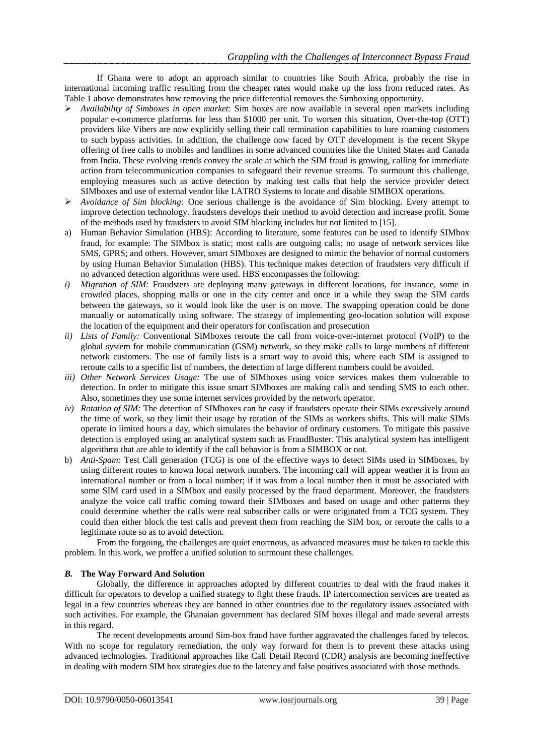If Ghana were to adopt an approach similar to countries like South Africa, probably the rise in international incoming traffic resulting from the cheaper rates would make up the loss from reduced rates. As Table 1 above demonstrates how removing the price differential removes the Simboxing opportunity.

- *Availability of Simboxes in open market*: Sim boxes are now available in several open markets including popular e-commerce platforms for less than $1000 per unit. To worsen this situation, Over-the-top (OTT) providers like Vibers are now explicitly selling their call termination capabilities to lure roaming customers to such bypass activities. In addition, the challenge now faced by OTT development is the recent Skype offering of free calls to mobiles and landlines in some advanced countries like the United States and Canada from India. These evolving trends convey the scale at which the SIM fraud is growing, calling for immediate action from telecommunication companies to safeguard their revenue streams. To surmount this challenge, employing measures such as active detection by making test calls that help the service provider detect SIMboxes and use of external vendor like LATRO Systems to locate and disable SIMBOX operations.
- *Avoidance of Sim blocking:* One serious challenge is the avoidance of Sim blocking. Every attempt to improve detection technology, fraudsters develops their method to avoid detection and increase profit. Some of the methods used by fraudsters to avoid SIM blocking includes but not limited to [15].

a) Human Behavior Simulation (HBS): According to literature, some features can be used to identify SIMbox fraud, for example: The SIMbox is static; most calls are outgoing calls; no usage of network services like SMS, GPRS; and others. However, smart SIMboxes are designed to mimic the behavior of normal customers by using Human Behavior Simulation (HBS). This technique makes detection of fraudsters very difficult if no advanced detection algorithms were used. HBS encompasses the following:

i) *Migration of SIM:* Fraudsters are deploying many gateways in different locations, for instance, some in crowded places, shopping malls or one in the city center and once in a while they swap the SIM cards between the gateways, so it would look like the user is on move. The swapping operation could be done manually or automatically using software. The strategy of implementing geo-location solution will expose the location of the equipment and their operators for confiscation and prosecution

ii) *Lists of Family:* Conventional SIMboxes reroute the call from voice-over-internet protocol (VoIP) to the global system for mobile communication (GSM) network, so they make calls to large numbers of different network customers. The use of family lists is a smart way to avoid this, where each SIM is assigned to reroute calls to a specific list of numbers, the detection of large different numbers could be avoided.

iii) *Other Network Services Usage:* The use of SIMboxes using voice services makes them vulnerable to detection. In order to mitigate this issue smart SIMboxes are making calls and sending SMS to each other. Also, sometimes they use some internet services provided by the network operator.

iv) *Rotation of SIM:* The detection of SIMboxes can be easy if fraudsters operate their SIMs excessively around the time of work, so they limit their usage by rotation of the SIMs as workers shifts. This will make SIMs operate in limited hours a day, which simulates the behavior of ordinary customers. To mitigate this passive detection is employed using an analytical system such as FraudBuster. This analytical system has intelligent algorithms that are able to identify if the call behavior is from a SIMBOX or not.

b) *Anti-Spam:* Test Call generation (TCG) is one of the effective ways to detect SIMs used in SIMboxes, by using different routes to known local network numbers. The incoming call will appear weather it is from an international number or from a local number; if it was from a local number then it must be associated with some SIM card used in a SIMbox and easily processed by the fraud department. Moreover, the fraudsters analyze the voice call traffic coming toward their SIMboxes and based on usage and other patterns they could determine whether the calls were real subscriber calls or were originated from a TCG system. They could then either block the test calls and prevent them from reaching the SIM box, or reroute the calls to a legitimate route so as to avoid detection.

From the forgoing, the challenges are quiet enormous, as advanced measures must be taken to tackle this problem. In this work, we proffer a unified solution to surmount these challenges.

### *B.* The Way Forward And Solution

Globally, the difference in approaches adopted by different countries to deal with the fraud makes it difficult for operators to develop a unified strategy to fight these frauds. IP interconnection services are treated as legal in a few countries whereas they are banned in other countries due to the regulatory issues associated with such activities. For example, the Ghanaian government has declared SIM boxes illegal and made several arrests in this regard.

The recent developments around Sim-box fraud have further aggravated the challenges faced by telecos. With no scope for regulatory remediation, the only way forward for them is to prevent these attacks using advanced technologies. Traditional approaches like Call Detail Record (CDR) analysis are becoming ineffective in dealing with modern SIM box strategies due to the latency and false positives associated with those methods.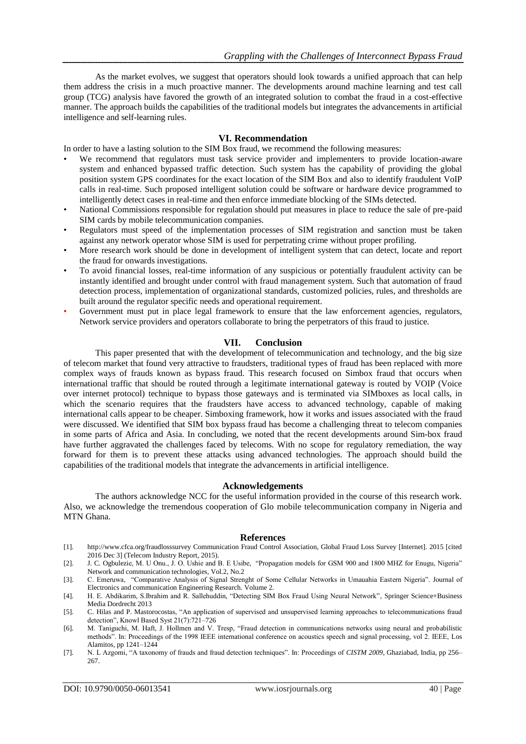As the market evolves, we suggest that operators should look towards a unified approach that can help them address the crisis in a much proactive manner. The developments around machine learning and test call group (TCG) analysis have favored the growth of an integrated solution to combat the fraud in a cost-effective manner. The approach builds the capabilities of the traditional models but integrates the advancements in artificial intelligence and self-learning rules.

## VI. Recommendation

In order to have a lasting solution to the SIM Box fraud, we recommend the following measures:

- We recommend that regulators must task service provider and implementers to provide location-aware system and enhanced bypassed traffic detection. Such system has the capability of providing the global position system GPS coordinates for the exact location of the SIM Box and also to identify fraudulent VoIP calls in real-time. Such proposed intelligent solution could be software or hardware device programmed to intelligently detect cases in real-time and then enforce immediate blocking of the SIMs detected.
- National Commissions responsible for regulation should put measures in place to reduce the sale of pre-paid SIM cards by mobile telecommunication companies.
- Regulators must speed of the implementation processes of SIM registration and sanction must be taken against any network operator whose SIM is used for perpetrating crime without proper profiling.
- More research work should be done in development of intelligent system that can detect, locate and report the fraud for onwards investigations.
- To avoid financial losses, real-time information of any suspicious or potentially fraudulent activity can be instantly identified and brought under control with fraud management system. Such that automation of fraud detection process, implementation of organizational standards, customized policies, rules, and thresholds are built around the regulator specific needs and operational requirement.
- Government must put in place legal framework to ensure that the law enforcement agencies, regulators, Network service providers and operators collaborate to bring the perpetrators of this fraud to justice.

## VII. Conclusion

This paper presented that with the development of telecommunication and technology, and the big size of telecom market that found very attractive to fraudsters, traditional types of fraud has been replaced with more complex ways of frauds known as bypass fraud. This research focused on Simbox fraud that occurs when international traffic that should be routed through a legitimate international gateway is routed by VOIP (Voice over internet protocol) technique to bypass those gateways and is terminated via SIMboxes as local calls, in which the scenario requires that the fraudsters have access to advanced technology, capable of making international calls appear to be cheaper. Simboxing framework, how it works and issues associated with the fraud were discussed. We identified that SIM box bypass fraud has become a challenging threat to telecom companies in some parts of Africa and Asia. In concluding, we noted that the recent developments around Sim-box fraud have further aggravated the challenges faced by telecoms. With no scope for regulatory remediation, the way forward for them is to prevent these attacks using advanced technologies. The approach should build the capabilities of the traditional models that integrate the advancements in artificial intelligence.

## Acknowledgements

The authors acknowledge NCC for the useful information provided in the course of this research work. Also, we acknowledge the tremendous cooperation of Glo mobile telecommunication company in Nigeria and MTN Ghana.

## References

[1]. http://www.cfca.org/fraudlosssurvey Communication Fraud Control Association, Global Fraud Loss Survey [Internet]. 2015 [cited 2016 Dec 3] (Telecom Industry Report, 2015).

[2]. J. C. Ogbulezie, M. U Onu., J. O. Ushie and B. E Usibe, "Propagation models for GSM 900 and 1800 MHZ for Enugu, Nigeria" Network and communication technologies, Vol.2, No.2

[3]. C. Emeruwa, "Comparative Analysis of Signal Strenght of Some Cellular Networks in Umauahia Eastern Nigeria". Journal of Electronics and communication Engineering Research. Volume 2.

[4]. H. E. Abdikarim, S.Ibrahim and R. Sallehuddin, "Detecting SIM Box Fraud Using Neural Network", Springer Science+Business Media Dordrecht 2013

[5]. C. Hilas and P. Mastorocostas, "An application of supervised and unsupervised learning approaches to telecommunications fraud detection", Knowl Based Syst 21(7):721–726

[6]. M. Taniguchi, M. Haft, J. Hollmen and V. Tresp, "Fraud detection in communications networks using neural and probabilistic methods". In: Proceedings of the 1998 IEEE international conference on acoustics speech and signal processing, vol 2. IEEE, Los Alamitos, pp 1241–1244

[7]. N. L Azgomi, "A taxonomy of frauds and fraud detection techniques". In: Proceedings of *CISTM 2009*, Ghaziabad, India, pp 256–267.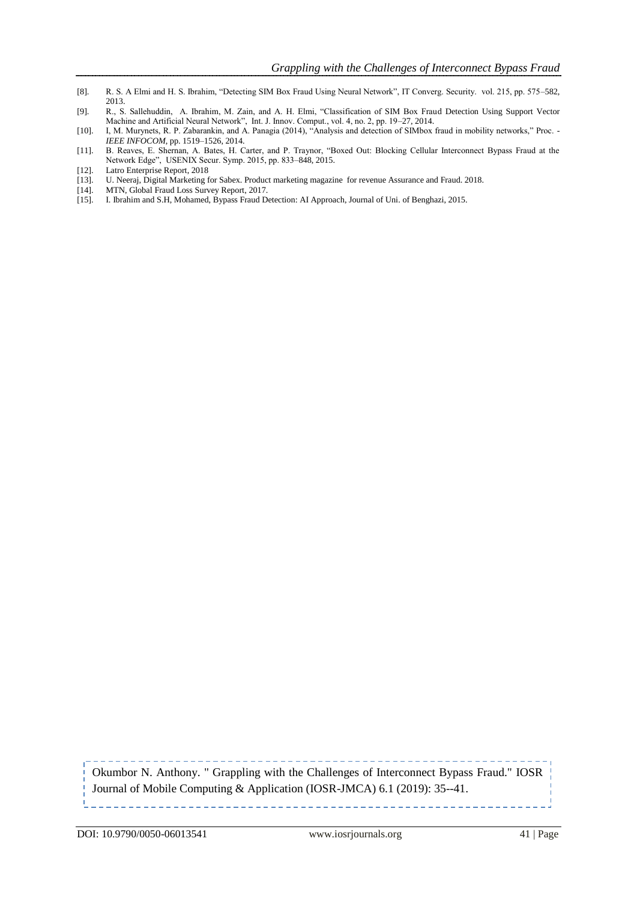[8]. R. S. A Elmi and H. S. Ibrahim, "Detecting SIM Box Fraud Using Neural Network", IT Converg. Security. vol. 215, pp. 575–582, 2013.

[9]. R., S. Sallehuddin, A. Ibrahim, M. Zain, and A. H. Elmi, "Classification of SIM Box Fraud Detection Using Support Vector Machine and Artificial Neural Network", Int. J. Innov. Comput., vol. 4, no. 2, pp. 19–27, 2014.

[10]. I, M. Murynets, R. P. Zabarankin, and A. Panagia (2014), "Analysis and detection of SIMbox fraud in mobility networks," Proc. - *IEEE INFOCOM*, pp. 1519–1526, 2014.

[11]. B. Reaves, E. Shernan, A. Bates, H. Carter, and P. Traynor, "Boxed Out: Blocking Cellular Interconnect Bypass Fraud at the Network Edge", USENIX Secur. Symp. 2015, pp. 833–848, 2015.

[12]. Latro Enterprise Report, 2018

[13]. U. Neeraj, Digital Marketing for Sabex. Product marketing magazine for revenue Assurance and Fraud. 2018.

[14]. MTN, Global Fraud Loss Survey Report, 2017.

[15]. I. Ibrahim and S.H, Mohamed, Bypass Fraud Detection: AI Approach, Journal of Uni. of Benghazi, 2015.

Okumbor N. Anthony. " Grappling with the Challenges of Interconnect Bypass Fraud." IOSR Journal of Mobile Computing & Application (IOSR-JMCA) 6.1 (2019): 35--41.